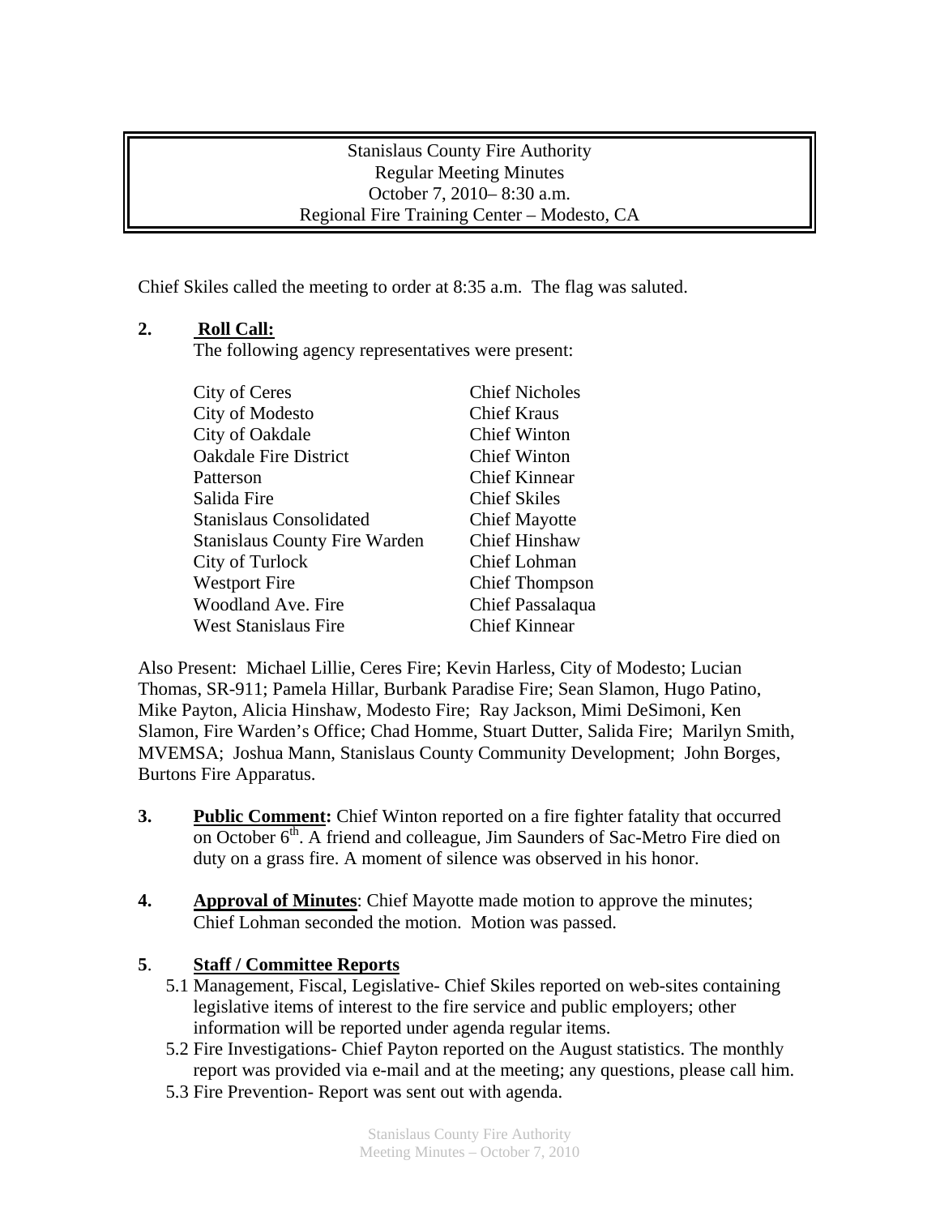# Stanislaus County Fire Authority
## Regular Meeting Minutes
October 7, 2010– 8:30 a.m.
Regional Fire Training Center – Modesto, CA

Chief Skiles called the meeting to order at 8:35 a.m. The flag was saluted.

**2. Roll Call:**

The following agency representatives were present:

| | |
|---|---|
| City of Ceres | Chief Nicholes |
| City of Modesto | Chief Kraus |
| City of Oakdale | Chief Winton |
| Oakdale Fire District | Chief Winton |
| Patterson | Chief Kinnear |
| Salida Fire | Chief Skiles |
| Stanislaus Consolidated | Chief Mayotte |
| Stanislaus County Fire Warden | Chief Hinshaw |
| City of Turlock | Chief Lohman |
| Westport Fire | Chief Thompson |
| Woodland Ave. Fire | Chief Passalaqua |
| West Stanislaus Fire | Chief Kinnear |

Also Present: Michael Lillie, Ceres Fire; Kevin Harless, City of Modesto; Lucian Thomas, SR-911; Pamela Hillar, Burbank Paradise Fire; Sean Slamon, Hugo Patino, Mike Payton, Alicia Hinshaw, Modesto Fire; Ray Jackson, Mimi DeSimoni, Ken Slamon, Fire Warden's Office; Chad Homme, Stuart Dutter, Salida Fire; Marilyn Smith, MVEMSA; Joshua Mann, Stanislaus County Community Development; John Borges, Burtons Fire Apparatus.

**3. Public Comment:** Chief Winton reported on a fire fighter fatality that occurred on October 6th. A friend and colleague, Jim Saunders of Sac-Metro Fire died on duty on a grass fire. A moment of silence was observed in his honor.

**4. Approval of Minutes**: Chief Mayotte made motion to approve the minutes; Chief Lohman seconded the motion. Motion was passed.

**5. Staff / Committee Reports**

5.1 Management, Fiscal, Legislative- Chief Skiles reported on web-sites containing legislative items of interest to the fire service and public employers; other information will be reported under agenda regular items.

5.2 Fire Investigations- Chief Payton reported on the August statistics. The monthly report was provided via e-mail and at the meeting; any questions, please call him.

5.3 Fire Prevention- Report was sent out with agenda.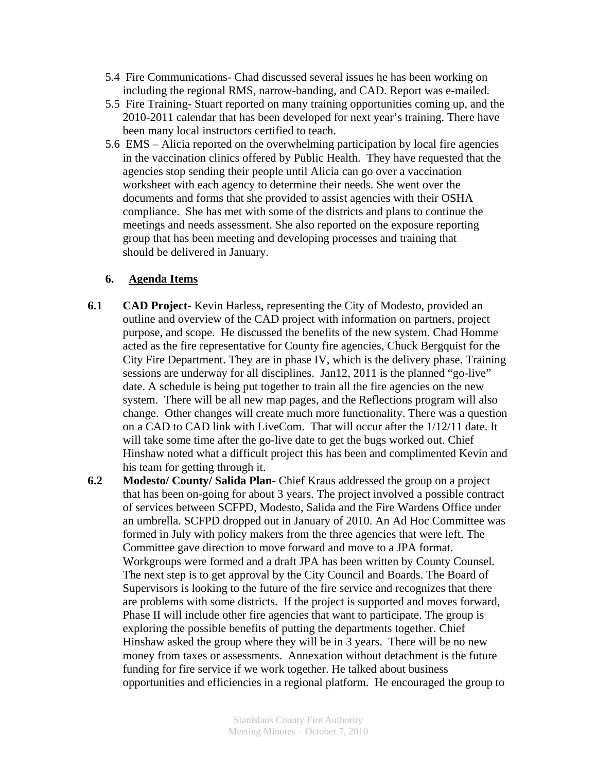5.4 Fire Communications- Chad discussed several issues he has been working on including the regional RMS, narrow-banding, and CAD. Report was e-mailed.

5.5 Fire Training- Stuart reported on many training opportunities coming up, and the 2010-2011 calendar that has been developed for next year's training. There have been many local instructors certified to teach.

5.6 EMS – Alicia reported on the overwhelming participation by local fire agencies in the vaccination clinics offered by Public Health. They have requested that the agencies stop sending their people until Alicia can go over a vaccination worksheet with each agency to determine their needs. She went over the documents and forms that she provided to assist agencies with their OSHA compliance. She has met with some of the districts and plans to continue the meetings and needs assessment. She also reported on the exposure reporting group that has been meeting and developing processes and training that should be delivered in January.

## 6. Agenda Items

**6.1 CAD Project-** Kevin Harless, representing the City of Modesto, provided an outline and overview of the CAD project with information on partners, project purpose, and scope. He discussed the benefits of the new system. Chad Homme acted as the fire representative for County fire agencies, Chuck Bergquist for the City Fire Department. They are in phase IV, which is the delivery phase. Training sessions are underway for all disciplines. Jan12, 2011 is the planned "go-live" date. A schedule is being put together to train all the fire agencies on the new system. There will be all new map pages, and the Reflections program will also change. Other changes will create much more functionality. There was a question on a CAD to CAD link with LiveCom. That will occur after the 1/12/11 date. It will take some time after the go-live date to get the bugs worked out. Chief Hinshaw noted what a difficult project this has been and complimented Kevin and his team for getting through it.

**6.2 Modesto/ County/ Salida Plan-** Chief Kraus addressed the group on a project that has been on-going for about 3 years. The project involved a possible contract of services between SCFPD, Modesto, Salida and the Fire Wardens Office under an umbrella. SCFPD dropped out in January of 2010. An Ad Hoc Committee was formed in July with policy makers from the three agencies that were left. The Committee gave direction to move forward and move to a JPA format. Workgroups were formed and a draft JPA has been written by County Counsel. The next step is to get approval by the City Council and Boards. The Board of Supervisors is looking to the future of the fire service and recognizes that there are problems with some districts. If the project is supported and moves forward, Phase II will include other fire agencies that want to participate. The group is exploring the possible benefits of putting the departments together. Chief Hinshaw asked the group where they will be in 3 years. There will be no new money from taxes or assessments. Annexation without detachment is the future funding for fire service if we work together. He talked about business opportunities and efficiencies in a regional platform. He encouraged the group to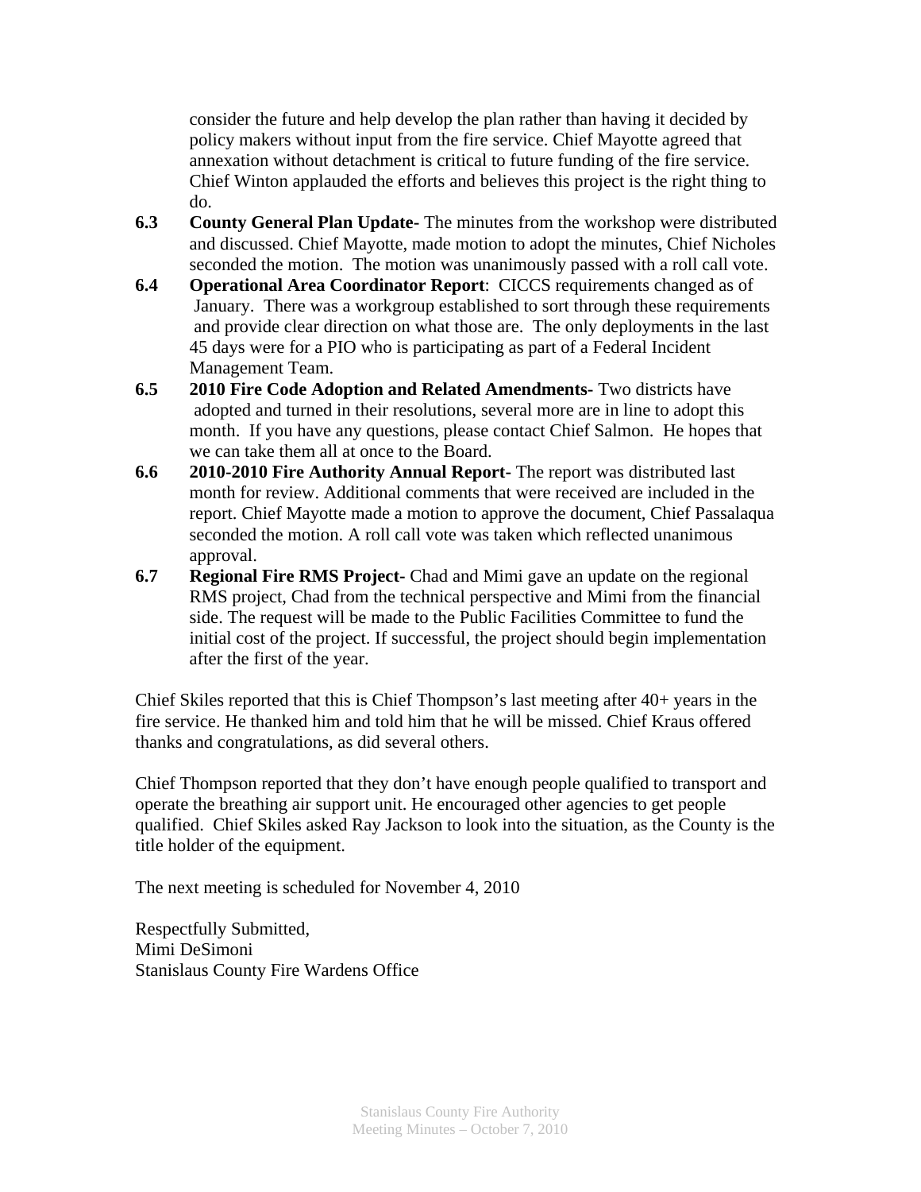consider the future and help develop the plan rather than having it decided by policy makers without input from the fire service. Chief Mayotte agreed that annexation without detachment is critical to future funding of the fire service. Chief Winton applauded the efforts and believes this project is the right thing to do.

**6.3 County General Plan Update-** The minutes from the workshop were distributed and discussed. Chief Mayotte, made motion to adopt the minutes, Chief Nicholes seconded the motion. The motion was unanimously passed with a roll call vote.

**6.4 Operational Area Coordinator Report**: CICCS requirements changed as of January. There was a workgroup established to sort through these requirements and provide clear direction on what those are. The only deployments in the last 45 days were for a PIO who is participating as part of a Federal Incident Management Team.

**6.5 2010 Fire Code Adoption and Related Amendments-** Two districts have adopted and turned in their resolutions, several more are in line to adopt this month. If you have any questions, please contact Chief Salmon. He hopes that we can take them all at once to the Board.

**6.6 2010-2010 Fire Authority Annual Report-** The report was distributed last month for review. Additional comments that were received are included in the report. Chief Mayotte made a motion to approve the document, Chief Passalaqua seconded the motion. A roll call vote was taken which reflected unanimous approval.

**6.7 Regional Fire RMS Project-** Chad and Mimi gave an update on the regional RMS project, Chad from the technical perspective and Mimi from the financial side. The request will be made to the Public Facilities Committee to fund the initial cost of the project. If successful, the project should begin implementation after the first of the year.

Chief Skiles reported that this is Chief Thompson's last meeting after 40+ years in the fire service. He thanked him and told him that he will be missed. Chief Kraus offered thanks and congratulations, as did several others.

Chief Thompson reported that they don't have enough people qualified to transport and operate the breathing air support unit. He encouraged other agencies to get people qualified. Chief Skiles asked Ray Jackson to look into the situation, as the County is the title holder of the equipment.

The next meeting is scheduled for November 4, 2010

Respectfully Submitted,
Mimi DeSimoni
Stanislaus County Fire Wardens Office